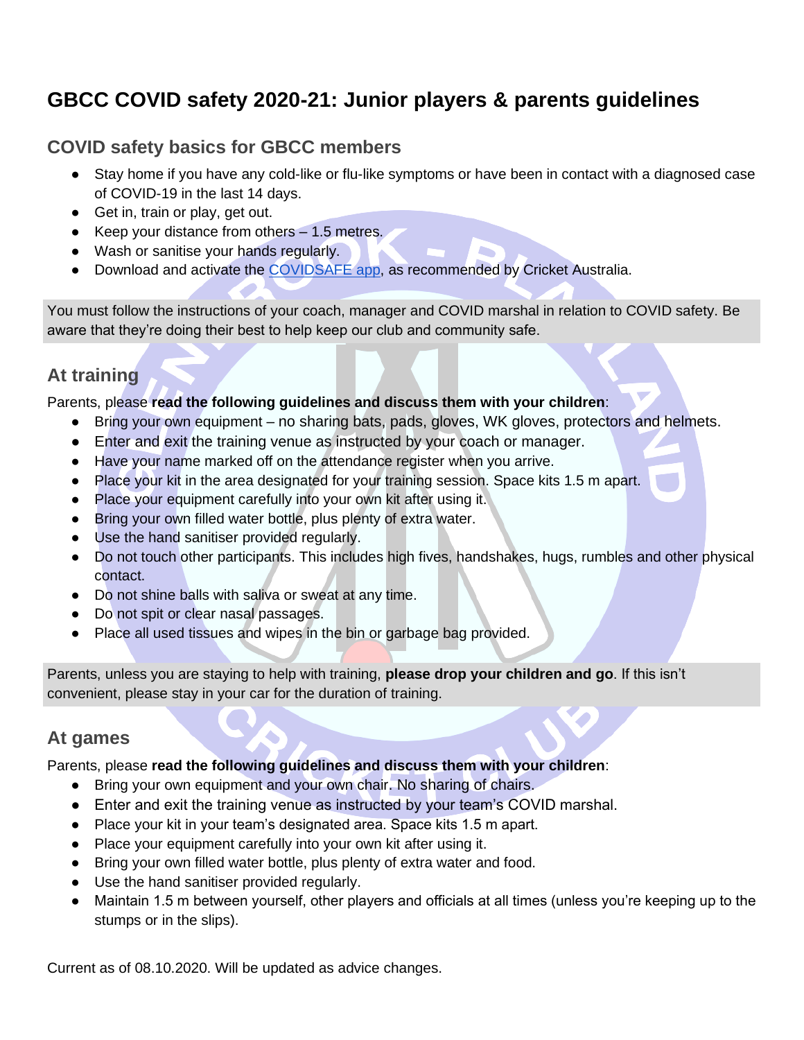# GBCC COVID safety 2020-21: Junior players & parents guidelines

## COVID safety basics for GBCC members

- Stay home if you have any cold-like or flu-like symptoms or have been in contact with a diagnosed case of COVID-19 in the last 14 days.
- Get in, train or play, get out.
- Keep your distance from others – 1.5 metres.
- Wash or sanitise your hands regularly.
- Download and activate the COVIDSAFE app, as recommended by Cricket Australia.

You must follow the instructions of your coach, manager and COVID marshal in relation to COVID safety. Be aware that they're doing their best to help keep our club and community safe.

## At training

Parents, please **read the following guidelines and discuss them with your children**:

- Bring your own equipment – no sharing bats, pads, gloves, WK gloves, protectors and helmets.
- Enter and exit the training venue as instructed by your coach or manager.
- Have your name marked off on the attendance register when you arrive.
- Place your kit in the area designated for your training session. Space kits 1.5 m apart.
- Place your equipment carefully into your own kit after using it.
- Bring your own filled water bottle, plus plenty of extra water.
- Use the hand sanitiser provided regularly.
- Do not touch other participants. This includes high fives, handshakes, hugs, rumbles and other physical contact.
- Do not shine balls with saliva or sweat at any time.
- Do not spit or clear nasal passages.
- Place all used tissues and wipes in the bin or garbage bag provided.

Parents, unless you are staying to help with training, **please drop your children and go**. If this isn't convenient, please stay in your car for the duration of training.

## At games

Parents, please **read the following guidelines and discuss them with your children**:

- Bring your own equipment and your own chair. No sharing of chairs.
- Enter and exit the training venue as instructed by your team's COVID marshal.
- Place your kit in your team's designated area. Space kits 1.5 m apart.
- Place your equipment carefully into your own kit after using it.
- Bring your own filled water bottle, plus plenty of extra water and food.
- Use the hand sanitiser provided regularly.
- Maintain 1.5 m between yourself, other players and officials at all times (unless you're keeping up to the stumps or in the slips).

Current as of 08.10.2020. Will be updated as advice changes.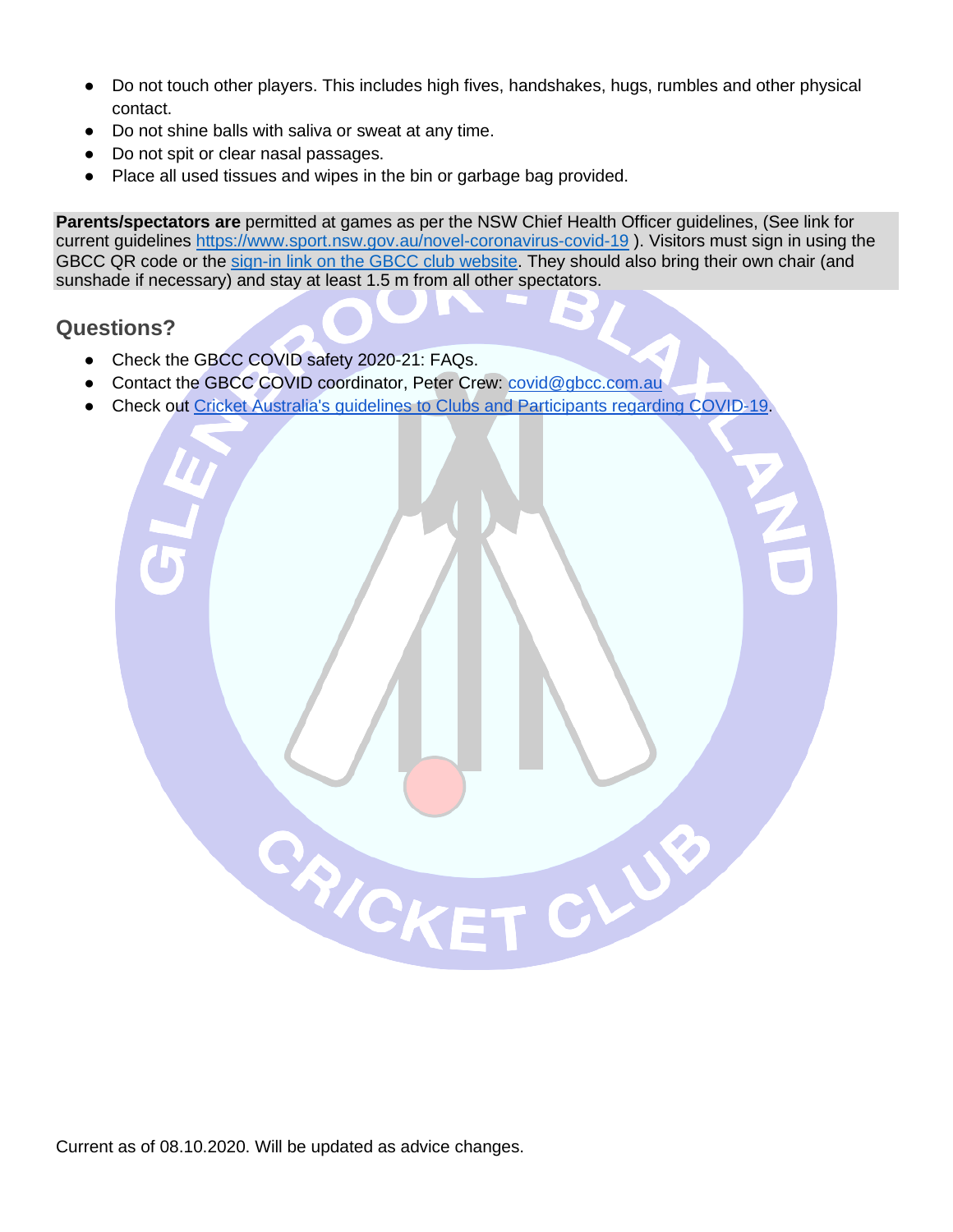- Do not touch other players. This includes high fives, handshakes, hugs, rumbles and other physical contact.
- Do not shine balls with saliva or sweat at any time.
- Do not spit or clear nasal passages.
- Place all used tissues and wipes in the bin or garbage bag provided.

**Parents/spectators are** permitted at games as per the NSW Chief Health Officer guidelines, (See link for current guidelines https://www.sport.nsw.gov.au/novel-coronavirus-covid-19 ). Visitors must sign in using the GBCC QR code or the sign-in link on the GBCC club website. They should also bring their own chair (and sunshade if necessary) and stay at least 1.5 m from all other spectators.

## Questions?

- Check the GBCC COVID safety 2020-21: FAQs.
- Contact the GBCC COVID coordinator, Peter Crew: covid@gbcc.com.au
- Check out Cricket Australia's guidelines to Clubs and Participants regarding COVID-19.

Current as of 08.10.2020. Will be updated as advice changes.